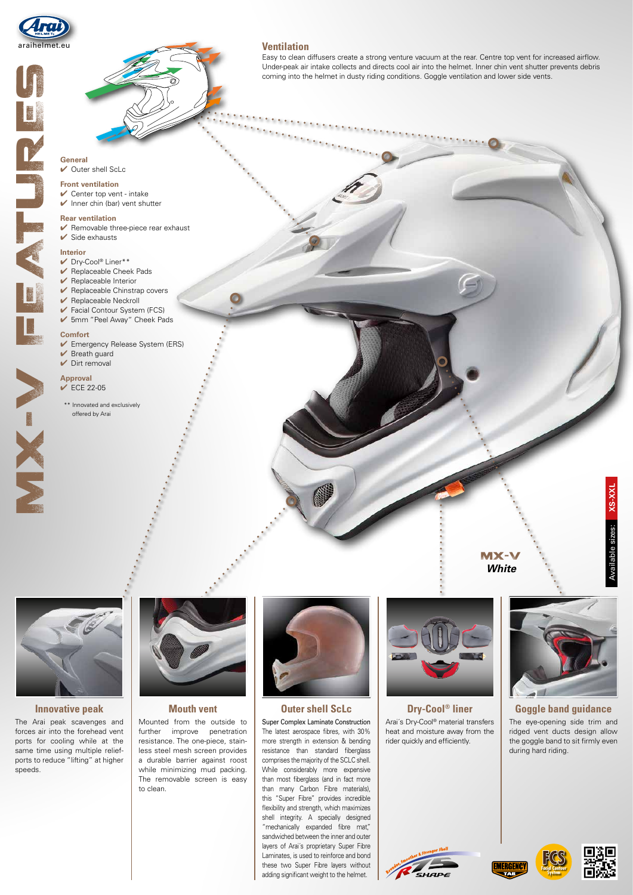araihelmet.eu

# MX-V FEATURES

## Ventilation

Easy to clean diffusers create a strong venture vacuum at the rear. Centre top vent for increased airflow. Under-peak air intake collects and directs cool air into the helmet. Inner chin vent shutter prevents debris coming into the helmet in dusty riding conditions. Goggle ventilation and lower side vents.

**General**
- ✔ Outer shell ScLc

**Front ventilation**
- ✔ Center top vent - intake
- ✔ Inner chin (bar) vent shutter

**Rear ventilation**
- ✔ Removable three-piece rear exhaust
- ✔ Side exhausts

**Interior**
- ✔ Dry-Cool® Liner**
- ✔ Replaceable Cheek Pads
- ✔ Replaceable Interior
- ✔ Replaceable Chinstrap covers
- ✔ Replaceable Neckroll
- ✔ Facial Contour System (FCS)
- ✔ 5mm "Peel Away" Cheek Pads

**Comfort**
- ✔ Emergency Release System (ERS)
- ✔ Breath guard
- ✔ Dirt removal

**Approval**
- ✔ ECE 22-05

** Innovated and exclusively offered by Arai

**MX-V**
***White***

Available sizes: **XS-XXL**

### Innovative peak

The Arai peak scavenges and forces air into the forehead vent ports for cooling while at the same time using multiple relief-ports to reduce "lifting" at higher speeds.

### Mouth vent

Mounted from the outside to further improve penetration resistance. The one-piece, stainless steel mesh screen provides a durable barrier against roost while minimizing mud packing. The removable screen is easy to clean.

### Outer shell ScLc

Super Complex Laminate Construction
The latest aerospace fibres, with 30% more strength in extension & bending resistance than standard fiberglass comprises the majority of the SCLC shell. While considerably more expensive than most fiberglass (and in fact more than many Carbon Fibre materials), this "Super Fibre" provides incredible flexibility and strength, which maximizes shell integrity. A specially designed "mechanically expanded fibre mat," sandwiched between the inner and outer layers of Arai's proprietary Super Fibre Laminates, is used to reinforce and bond these two Super Fibre layers without adding significant weight to the helmet.

### Dry-Cool® liner

Arai´s Dry-Cool® material transfers heat and moisture away from the rider quickly and efficiently.

### Goggle band guidance

The eye-opening side trim and ridged vent ducts design allow the goggle band to sit firmly even during hard riding.

Rounder, Smoother & Stronger Shell — R75 SHAPE

EMERGENCY TAB

FCS Facial Contour System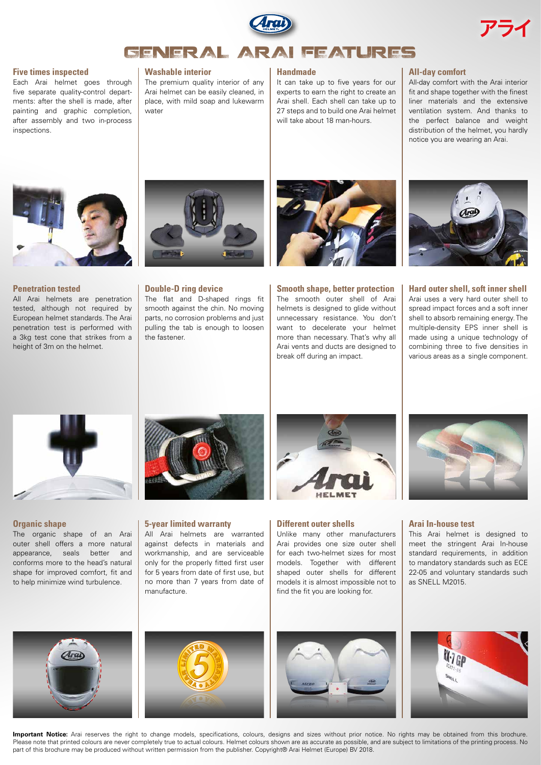アライ

# GENERAL ARAI FEATURES

### Five times inspected

Each Arai helmet goes through five separate quality-control departments: after the shell is made, after painting and graphic completion, after assembly and two in-process inspections.

### Washable interior

The premium quality interior of any Arai helmet can be easily cleaned, in place, with mild soap and lukewarm water

### Handmade

It can take up to five years for our experts to earn the right to create an Arai shell. Each shell can take up to 27 steps and to build one Arai helmet will take about 18 man-hours.

### All-day comfort

All-day comfort with the Arai interior fit and shape together with the finest liner materials and the extensive ventilation system. And thanks to the perfect balance and weight distribution of the helmet, you hardly notice you are wearing an Arai.

### Penetration tested

All Arai helmets are penetration tested, although not required by European helmet standards. The Arai penetration test is performed with a 3kg test cone that strikes from a height of 3m on the helmet.

### Double-D ring device

The flat and D-shaped rings fit smooth against the chin. No moving parts, no corrosion problems and just pulling the tab is enough to loosen the fastener.

### Smooth shape, better protection

The smooth outer shell of Arai helmets is designed to glide without unnecessary resistance. You don't want to decelerate your helmet more than necessary. That's why all Arai vents and ducts are designed to break off during an impact.

### Hard outer shell, soft inner shell

Arai uses a very hard outer shell to spread impact forces and a soft inner shell to absorb remaining energy. The multiple-density EPS inner shell is made using a unique technology of combining three to five densities in various areas as a single component.

### Organic shape

The organic shape of an Arai outer shell offers a more natural appearance, seals better and conforms more to the head's natural shape for improved comfort, fit and to help minimize wind turbulence.

### 5-year limited warranty

All Arai helmets are warranted against defects in materials and workmanship, and are serviceable only for the properly fitted first user for 5 years from date of first use, but no more than 7 years from date of manufacture.

### Different outer shells

Unlike many other manufacturers Arai provides one size outer shell for each two-helmet sizes for most models. Together with different shaped outer shells for different models it is almost impossible not to find the fit you are looking for.

### Arai In-house test

This Arai helmet is designed to meet the stringent Arai In-house standard requirements, in addition to mandatory standards such as ECE 22-05 and voluntary standards such as SNELL M2015.

**Important Notice:** Arai reserves the right to change models, specifications, colours, designs and sizes without prior notice. No rights may be obtained from this brochure. Please note that printed colours are never completely true to actual colours. Helmet colours shown are as accurate as possible, and are subject to limitations of the printing process. No part of this brochure may be produced without written permission from the publisher. Copyright® Arai Helmet (Europe) BV 2018.